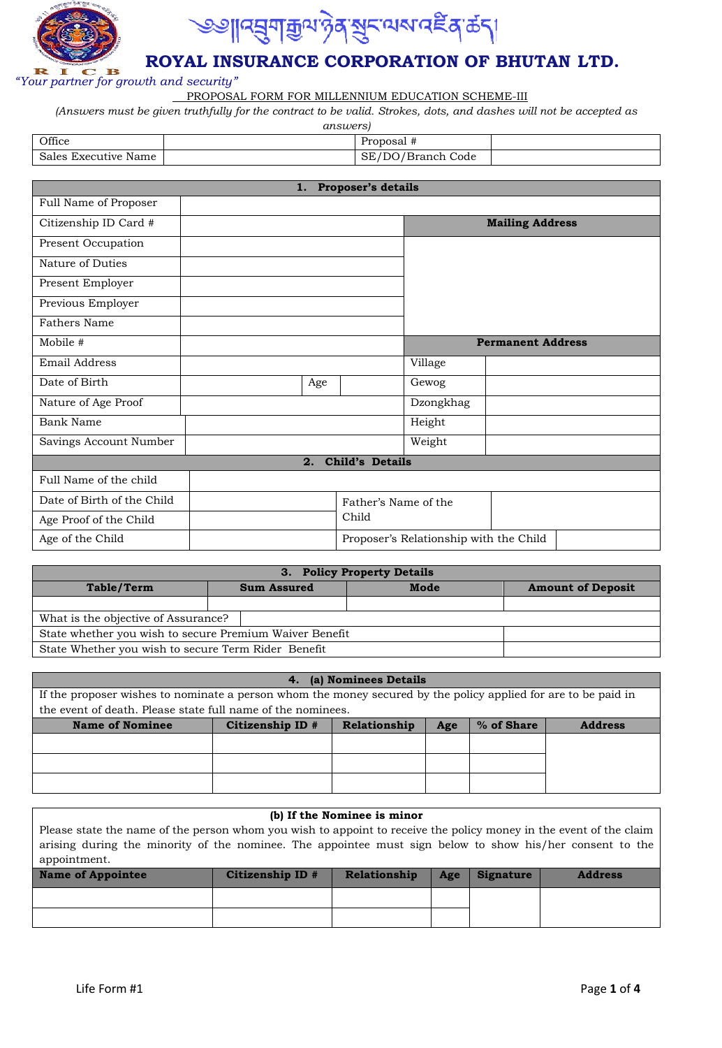# ༄༅།།འབྲུག་རྒྱལ་ཉེན་སྲུང་ལས་འཛིན་ཚད།

# ROYAL INSURANCE CORPORATION OF BHUTAN LTD.

*"Your partner for growth and security"*

PROPOSAL FORM FOR MILLENNIUM EDUCATION SCHEME-III

*(Answers must be given truthfully for the contract to be valid. Strokes, dots, and dashes will not be accepted as answers)*

| Office | | Proposal # | |
|---|---|---|---|
| Sales Executive Name | | SE/DO/Branch Code | |

## 1. Proposer's details

| Field | | | |
|---|---|---|---|
| Full Name of Proposer | | | |
| Citizenship ID Card # | | **Mailing Address** | |
| Present Occupation | | | |
| Nature of Duties | | | |
| Present Employer | | | |
| Previous Employer | | | |
| Fathers Name | | | |
| Mobile # | | **Permanent Address** | |
| Email Address | | Village | |
| Date of Birth | Age | Gewog | |
| Nature of Age Proof | | Dzongkhag | |
| Bank Name | | Height | |
| Savings Account Number | | Weight | |

## 2. Child's Details

| Field | | | |
|---|---|---|---|
| Full Name of the child | | | |
| Date of Birth of the Child | | Father's Name of the Child | |
| Age Proof of the Child | | | |
| Age of the Child | | Proposer's Relationship with the Child | |

## 3. Policy Property Details

| Table/Term | Sum Assured | Mode | Amount of Deposit |
|---|---|---|---|
| | | | |
| What is the objective of Assurance? | | | |
| State whether you wish to secure Premium Waiver Benefit | | | |
| State Whether you wish to secure Term Rider Benefit | | | |

## 4. (a) Nominees Details

If the proposer wishes to nominate a person whom the money secured by the policy applied for are to be paid in the event of death. Please state full name of the nominees.

| Name of Nominee | Citizenship ID # | Relationship | Age | % of Share | Address |
|---|---|---|---|---|---|
| | | | | | |
| | | | | | |
| | | | | | |

### (b) If the Nominee is minor

Please state the name of the person whom you wish to appoint to receive the policy money in the event of the claim arising during the minority of the nominee. The appointee must sign below to show his/her consent to the appointment.

| Name of Appointee | Citizenship ID # | Relationship | Age | Signature | Address |
|---|---|---|---|---|---|
| | | | | | |
| | | | | | |

Life Form #1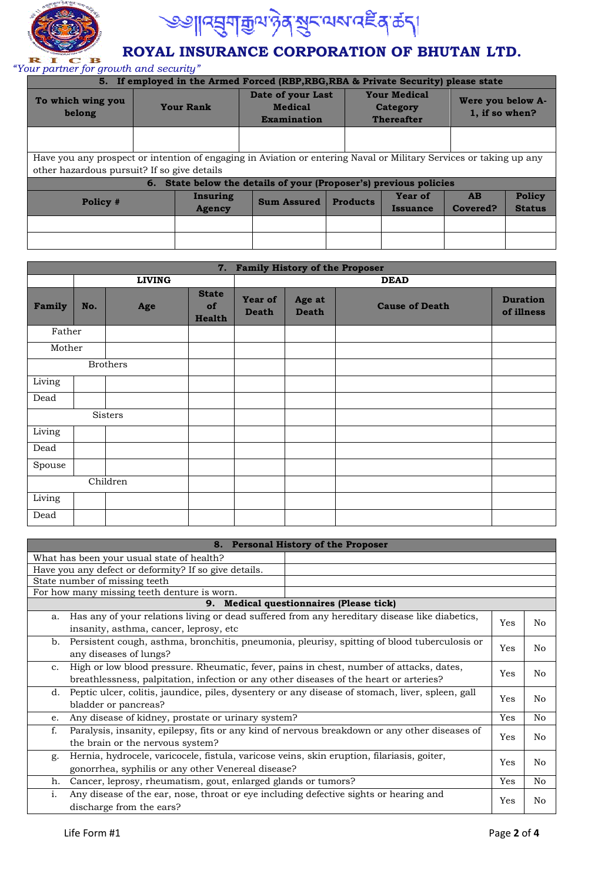# ཨོ།།འབྲུག་རྒྱལ་ཉེན་སྲུང་ལས་འཛིན་ཚད།

## ROYAL INSURANCE CORPORATION OF BHUTAN LTD.

*"Your partner for growth and security"*

| 5. If employed in the Armed Forced (RBP,RBG,RBA & Private Security) please state | | | | |
|---|---|---|---|---|
| To which wing you belong | Your Rank | Date of your Last Medical Examination | Your Medical Category Thereafter | Were you below A-1, if so when? |
| | | | | |

Have you any prospect or intention of engaging in Aviation or entering Naval or Military Services or taking up any other hazardous pursuit? If so give details

| 6. State below the details of your (Proposer's) previous policies | | | | | | |
|---|---|---|---|---|---|---|
| Policy # | Insuring Agency | Sum Assured | Products | Year of Issuance | AB Covered? | Policy Status |
| | | | | | | |
| | | | | | | |

| 7. Family History of the Proposer | | | | | | | |
|---|---|---|---|---|---|---|---|
| | LIVING | | | DEAD | | | |
| Family | No. | Age | State of Health | Year of Death | Age at Death | Cause of Death | Duration of illness |
| Father | | | | | | | |
| Mother | | | | | | | |
| Brothers | | | | | | | |
| Living | | | | | | | |
| Dead | | | | | | | |
| Sisters | | | | | | | |
| Living | | | | | | | |
| Dead | | | | | | | |
| Spouse | | | | | | | |
| Children | | | | | | | |
| Living | | | | | | | |
| Dead | | | | | | | |

| 8. Personal History of the Proposer | |
|---|---|
| What has been your usual state of health? | |
| Have you any defect or deformity? If so give details. | |
| State number of missing teeth | |
| For how many missing teeth denture is worn. | |

| 9. Medical questionnaires (Please tick) | | |
|---|---|---|
| a. Has any of your relations living or dead suffered from any hereditary disease like diabetics, insanity, asthma, cancer, leprosy, etc | Yes | No |
| b. Persistent cough, asthma, bronchitis, pneumonia, pleurisy, spitting of blood tuberculosis or any diseases of lungs? | Yes | No |
| c. High or low blood pressure. Rheumatic, fever, pains in chest, number of attacks, dates, breathlessness, palpitation, infection or any other diseases of the heart or arteries? | Yes | No |
| d. Peptic ulcer, colitis, jaundice, piles, dysentery or any disease of stomach, liver, spleen, gall bladder or pancreas? | Yes | No |
| e. Any disease of kidney, prostate or urinary system? | Yes | No |
| f. Paralysis, insanity, epilepsy, fits or any kind of nervous breakdown or any other diseases of the brain or the nervous system? | Yes | No |
| g. Hernia, hydrocele, varicocele, fistula, varicose veins, skin eruption, filariasis, goiter, gonorrhea, syphilis or any other Venereal disease? | Yes | No |
| h. Cancer, leprosy, rheumatism, gout, enlarged glands or tumors? | Yes | No |
| i. Any disease of the ear, nose, throat or eye including defective sights or hearing and discharge from the ears? | Yes | No |

Life Form #1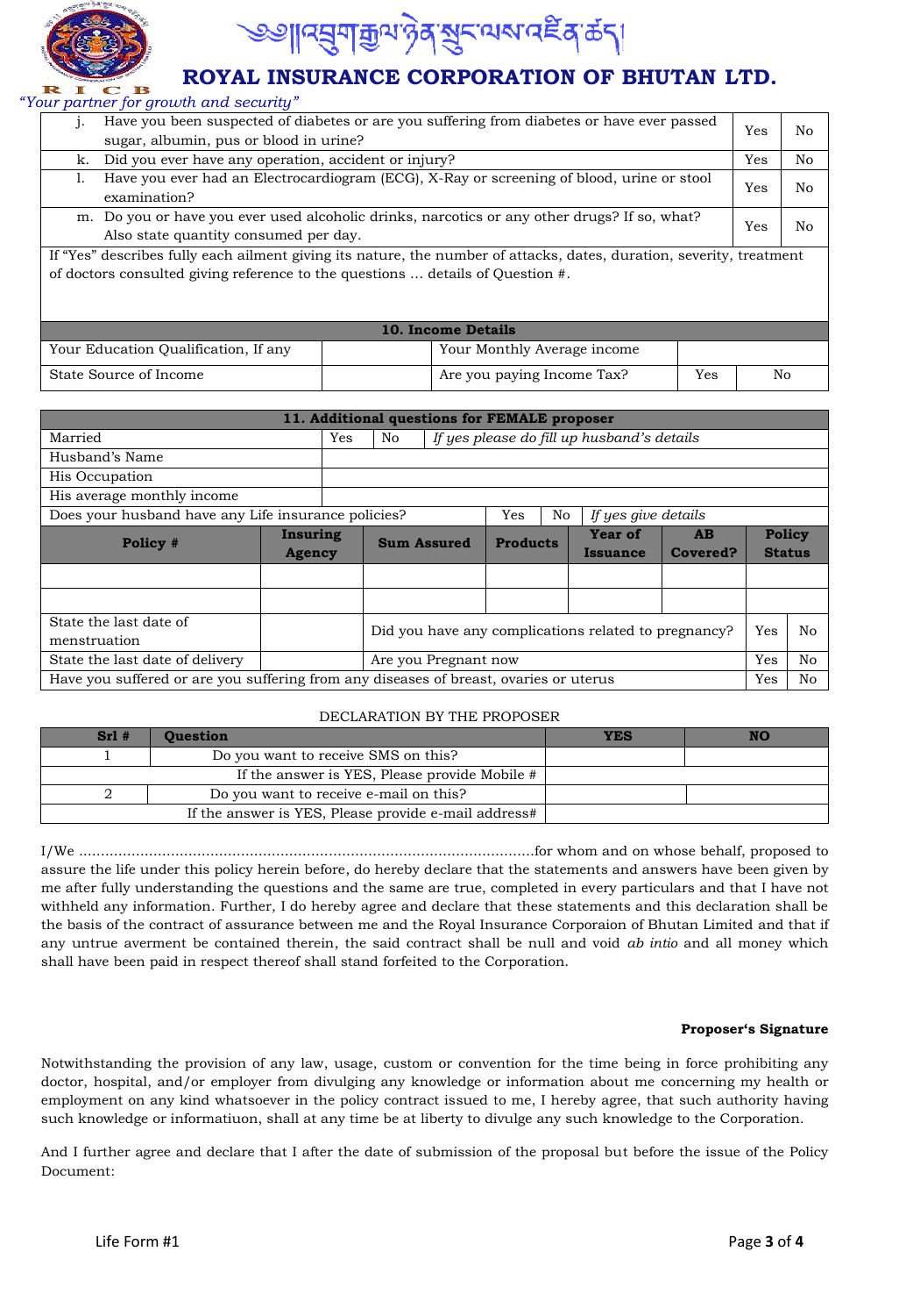| | | | |
|---|---|---|---|
| j. | Have you been suspected of diabetes or are you suffering from diabetes or have ever passed sugar, albumin, pus or blood in urine? | Yes | No |
| k. | Did you ever have any operation, accident or injury? | Yes | No |
| l. | Have you ever had an Electrocardiogram (ECG), X-Ray or screening of blood, urine or stool examination? | Yes | No |
| m. | Do you or have you ever used alcoholic drinks, narcotics or any other drugs? If so, what? Also state quantity consumed per day. | Yes | No |

If "Yes" describes fully each ailment giving its nature, the number of attacks, dates, duration, severity, treatment of doctors consulted giving reference to the questions … details of Question #.

| 10. Income Details | | | | |
|---|---|---|---|---|
| Your Education Qualification, If any | | Your Monthly Average income | | |
| State Source of Income | | Are you paying Income Tax? | Yes | No |

| 11. Additional questions for FEMALE proposer | | | | | | | |
|---|---|---|---|---|---|---|---|
| Married | Yes | No | *If yes please do fill up husband's details* | | | | |
| Husband's Name | | | | | | | |
| His Occupation | | | | | | | |
| His average monthly income | | | | | | | |
| Does your husband have any Life insurance policies? | | | Yes | No | *If yes give details* | | |
| **Policy #** | **Insuring Agency** | **Sum Assured** | **Products** | **Year of Issuance** | **AB Covered?** | **Policy Status** | |
| | | | | | | | |
| | | | | | | | |
| State the last date of menstruation | | Did you have any complications related to pregnancy? | | | | Yes | No |
| State the last date of delivery | | Are you Pregnant now | | | | Yes | No |
| Have you suffered or are you suffering from any diseases of breast, ovaries or uterus | | | | | | Yes | No |

DECLARATION BY THE PROPOSER

| Srl # | Question | YES | NO |
|---|---|---|---|
| 1 | Do you want to receive SMS on this? | | |
| | If the answer is YES, Please provide Mobile # | | |
| 2 | Do you want to receive e-mail on this? | | |
| | If the answer is YES, Please provide e-mail address# | | |

I/We ......................................................................................................for whom and on whose behalf, proposed to assure the life under this policy herein before, do hereby declare that the statements and answers have been given by me after fully understanding the questions and the same are true, completed in every particulars and that I have not withheld any information. Further, I do hereby agree and declare that these statements and this declaration shall be the basis of the contract of assurance between me and the Royal Insurance Corporaion of Bhutan Limited and that if any untrue averment be contained therein, the said contract shall be null and void *ab intio* and all money which shall have been paid in respect thereof shall stand forfeited to the Corporation.

**Proposer's Signature**

Notwithstanding the provision of any law, usage, custom or convention for the time being in force prohibiting any doctor, hospital, and/or employer from divulging any knowledge or information about me concerning my health or employment on any kind whatsoever in the policy contract issued to me, I hereby agree, that such authority having such knowledge or informatiuon, shall at any time be at liberty to divulge any such knowledge to the Corporation.

And I further agree and declare that I after the date of submission of the proposal but before the issue of the Policy Document: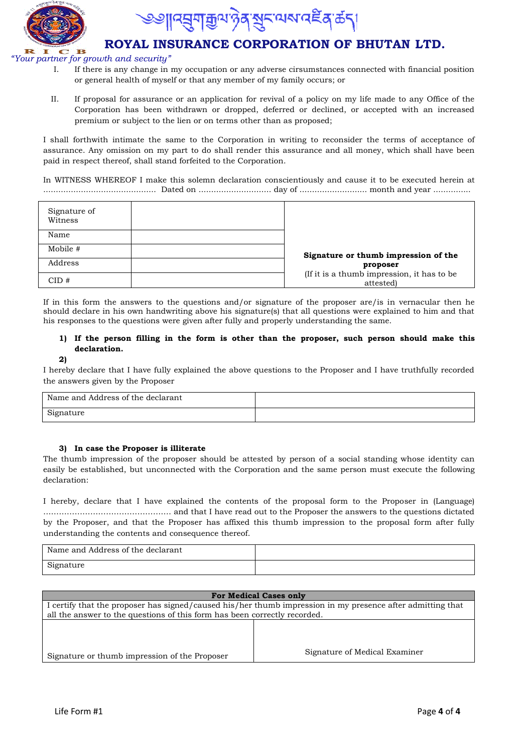I. If there is any change in my occupation or any adverse cirsumstances connected with financial position or general health of myself or that any member of my family occurs; or

II. If proposal for assurance or an application for revival of a policy on my life made to any Office of the Corporation has been withdrawn or dropped, deferred or declined, or accepted with an increased premium or subject to the lien or on terms other than as proposed;

I shall forthwith intimate the same to the Corporation in writing to reconsider the terms of acceptance of assurance. Any omission on my part to do shall render this assurance and all money, which shall have been paid in respect thereof, shall stand forfeited to the Corporation.

In WITNESS WHEREOF I make this solemn declaration conscientiously and cause it to be executed herein at ............................................ Dated on ............................. day of ........................... month and year ...............

| | | |
|---|---|---|
| Signature of Witness | | **Signature or thumb impression of the proposer** (If it is a thumb impression, it has to be attested) |
| Name | | |
| Mobile # | | |
| Address | | |
| CID # | | |

If in this form the answers to the questions and/or signature of the proposer are/is in vernacular then he should declare in his own handwriting above his signature(s) that all questions were explained to him and that his responses to the questions were given after fully and properly understanding the same.

1) **If the person filling in the form is other than the proposer, such person should make this declaration.**
2)

I hereby declare that I have fully explained the above questions to the Proposer and I have truthfully recorded the answers given by the Proposer

| | |
|---|---|
| Name and Address of the declarant | |
| Signature | |

3) **In case the Proposer is illiterate**

The thumb impression of the proposer should be attested by person of a social standing whose identity can easily be established, but unconnected with the Corporation and the same person must execute the following declaration:

I hereby, declare that I have explained the contents of the proposal form to the Proposer in (Language) ................................................. and that I have read out to the Proposer the answers to the questions dictated by the Proposer, and that the Proposer has affixed this thumb impression to the proposal form after fully understanding the contents and consequence thereof.

| | |
|---|---|
| Name and Address of the declarant | |
| Signature | |

| **For Medical Cases only** | |
|---|---|
| I certify that the proposer has signed/caused his/her thumb impression in my presence after admitting that all the answer to the questions of this form has been correctly recorded. | |
| Signature or thumb impression of the Proposer | Signature of Medical Examiner |

Life Form #1